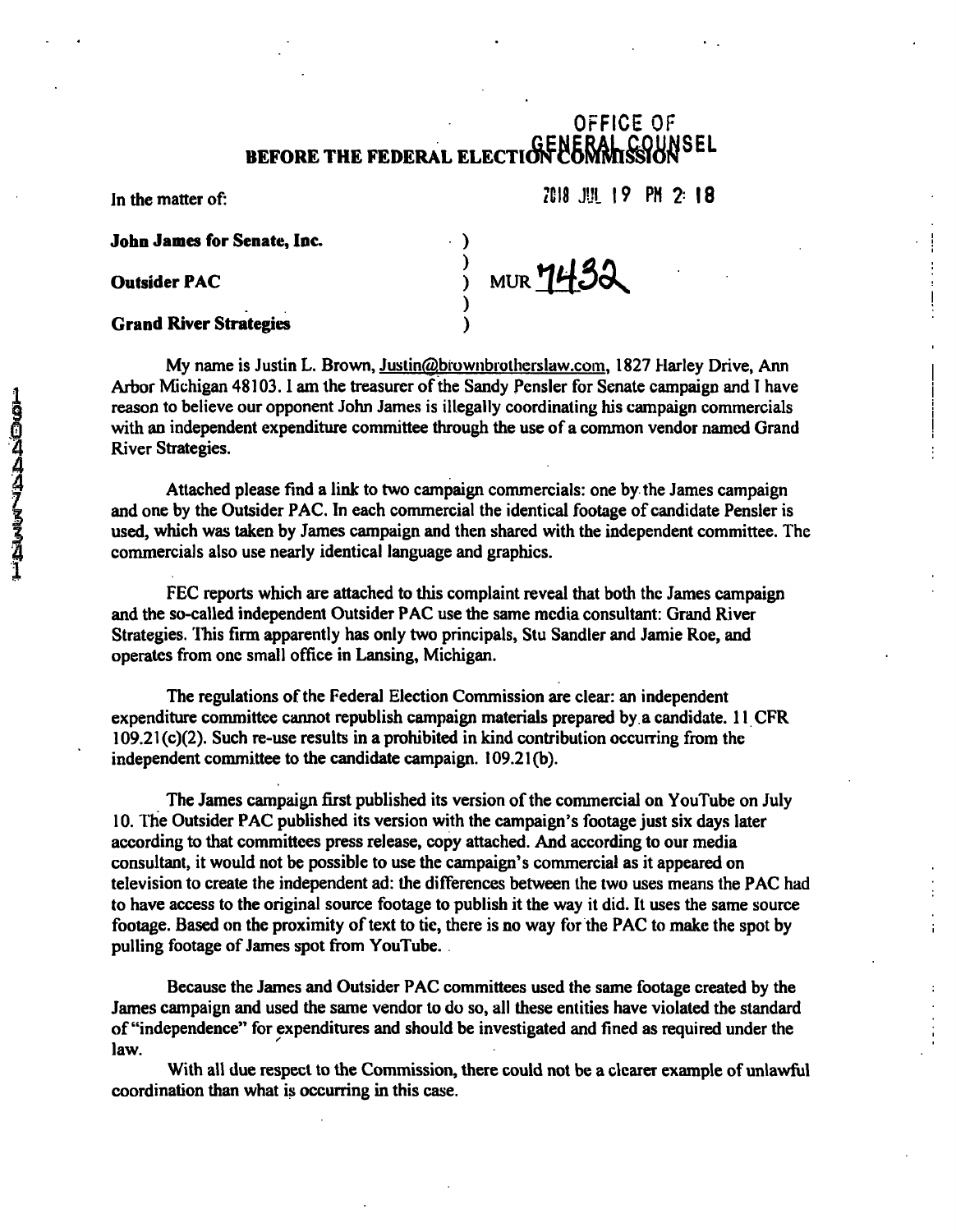OFFICE OF GENERAL COUNSEL

# BEFORE THE FEDERAL ELECTION COMMISSION

2018 JUL 19 PM 2:18

In the matter of:

**John James for Senate, Inc.**
**Outsider PAC**
**Grand River Strategies**

) MUR 7432

My name is Justin L. Brown, Justin@brownbrotherslaw.com, 1827 Harley Drive, Ann Arbor Michigan 48103. I am the treasurer of the Sandy Pensler for Senate campaign and I have reason to believe our opponent John James is illegally coordinating his campaign commercials with an independent expenditure committee through the use of a common vendor named Grand River Strategies.

Attached please find a link to two campaign commercials: one by the James campaign and one by the Outsider PAC. In each commercial the identical footage of candidate Pensler is used, which was taken by James campaign and then shared with the independent committee. The commercials also use nearly identical language and graphics.

FEC reports which are attached to this complaint reveal that both the James campaign and the so-called independent Outsider PAC use the same media consultant: Grand River Strategies. This firm apparently has only two principals, Stu Sandler and Jamie Roe, and operates from one small office in Lansing, Michigan.

The regulations of the Federal Election Commission are clear: an independent expenditure committee cannot republish campaign materials prepared by a candidate. 11 CFR 109.21(c)(2). Such re-use results in a prohibited in kind contribution occurring from the independent committee to the candidate campaign. 109.21(b).

The James campaign first published its version of the commercial on YouTube on July 10. The Outsider PAC published its version with the campaign's footage just six days later according to that committees press release, copy attached. And according to our media consultant, it would not be possible to use the campaign's commercial as it appeared on television to create the independent ad: the differences between the two uses means the PAC had to have access to the original source footage to publish it the way it did. It uses the same source footage. Based on the proximity of text to tie, there is no way for the PAC to make the spot by pulling footage of James spot from YouTube.

Because the James and Outsider PAC committees used the same footage created by the James campaign and used the same vendor to do so, all these entities have violated the standard of "independence" for expenditures and should be investigated and fined as required under the law.

With all due respect to the Commission, there could not be a clearer example of unlawful coordination than what is occurring in this case.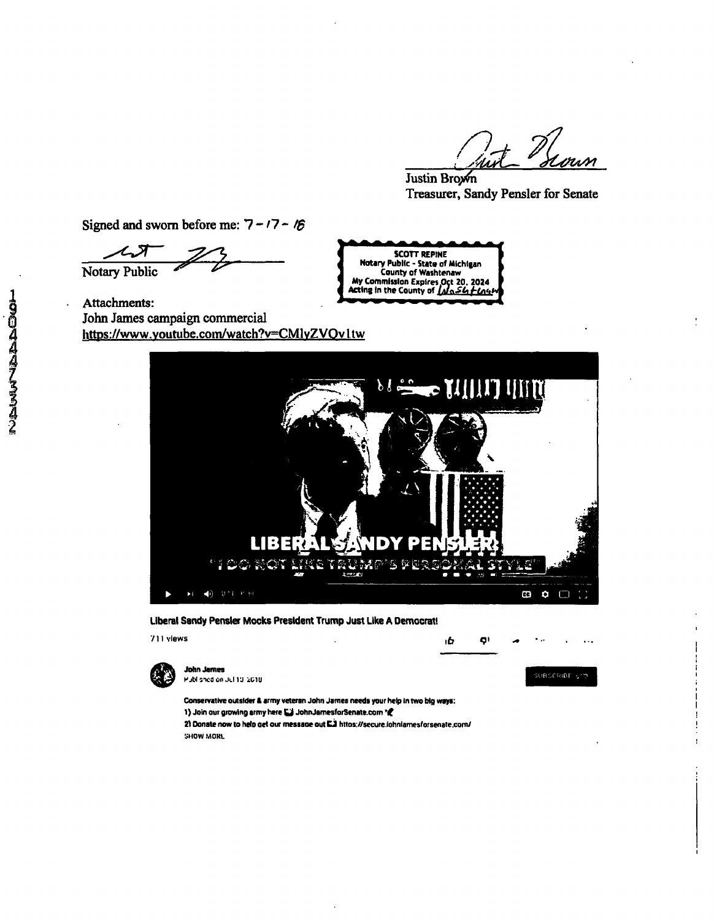Justin Brown
Treasurer, Sandy Pensler for Senate

Signed and sworn before me: 7-17-18

Notary Public

SCOTT REPINE
Notary Public - State of Michigan
County of Washtenaw
My Commission Expires Oct 20, 2024
Acting in the County of Washtenaw

Attachments:
John James campaign commercial
https://www.youtube.com/watch?v=CMlyZVQv1tw

LIBERAL SANDY PENSLER:
"I DO NOT LIKE TRUMP'S PERSONAL STYLE"

**Liberal Sandy Pensler Mocks President Trump Just Like A Democrat!**

711 views

**John James**
Published on Jul 13 2018

**Conservative outsider & army veteran John James needs your help in two big ways:**
**1) Join our growing army here JohnJamesforSenate.com**
**2) Donate now to help get our message out https://secure.johnjamesforsenate.com/**
SHOW MORE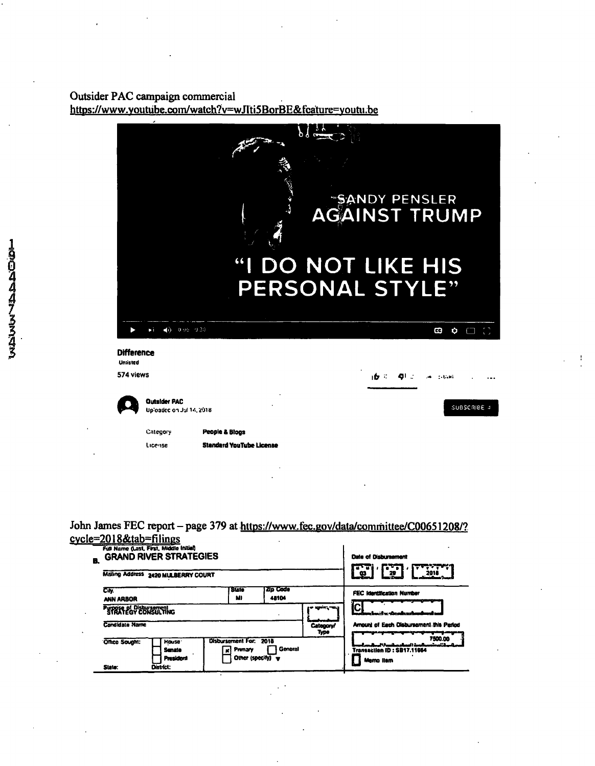Outsider PAC campaign commercial
https://www.youtube.com/watch?v=wJIti5BorBE&feature=youtu.be

SANDY PENSLER AGAINST TRUMP

"I DO NOT LIKE HIS PERSONAL STYLE"

**Difference**
Unlisted
574 views

**Outsider PAC**
Uploaded on Jul 14, 2018

SUBSCRIBE

| Category | **People & Blogs** |
| --- | --- |
| License | **Standard YouTube License** |

John James FEC report – page 379 at https://www.fec.gov/data/committee/C00651208/?cycle=2018&tab=filings

| Full Name (Last, First, Middle Initial) B. **GRAND RIVER STRATEGIES** | | | | Date of Disbursement 03 / 29 / 2018 |
| --- | --- | --- | --- | --- |
| Mailing Address **2420 MULBERRY COURT** | | | | |
| City **ANN ARBOR** | State **MI** | Zip Code **48104** | | FEC Identification Number C |
| Purpose of Disbursement **STRATEGY CONSULTING** | | | | |
| Candidate Name | | | Category/ Type | Amount of Each Disbursement this Period 7500.00 |
| Office Sought: [ ] House [ ] Senate [ ] President | Disbursement For: 2018 [x] Primary [ ] General [ ] Other (specify) | | | Transaction ID : SB17.11664 |
| State: District: | | | | [ ] Memo Item |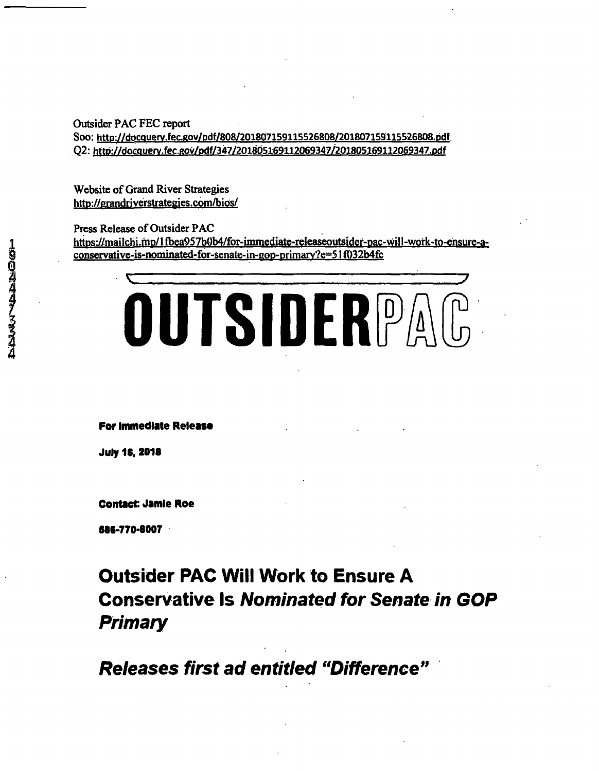Outside PAC FEC report
Soo: http://docquery.fec.gov/pdf/808/201807159115526808/201807159115526808.pdf
Q2: http://docquery.fec.gov/pdf/347/201805169112069347/201805169112069347.pdf

Website of Grand River Strategies
http://grandriverstrategies.com/bios/

Press Release of Outsider PAC
https://mailchi.mp/1fbea957b0b4/for-immediate-releaseoutsider-pac-will-work-to-ensure-a-conservative-is-nominated-for-senate-in-gop-primary?e=51f032b4fc

# OUTSIDERPAC

**For Immediate Release**

**July 16, 2018**

**Contact: Jamie Roe**

**586-770-8007**

## Outsider PAC Will Work to Ensure A Conservative Is *Nominated for Senate in GOP Primary*

## *Releases first ad entitled "Difference"*